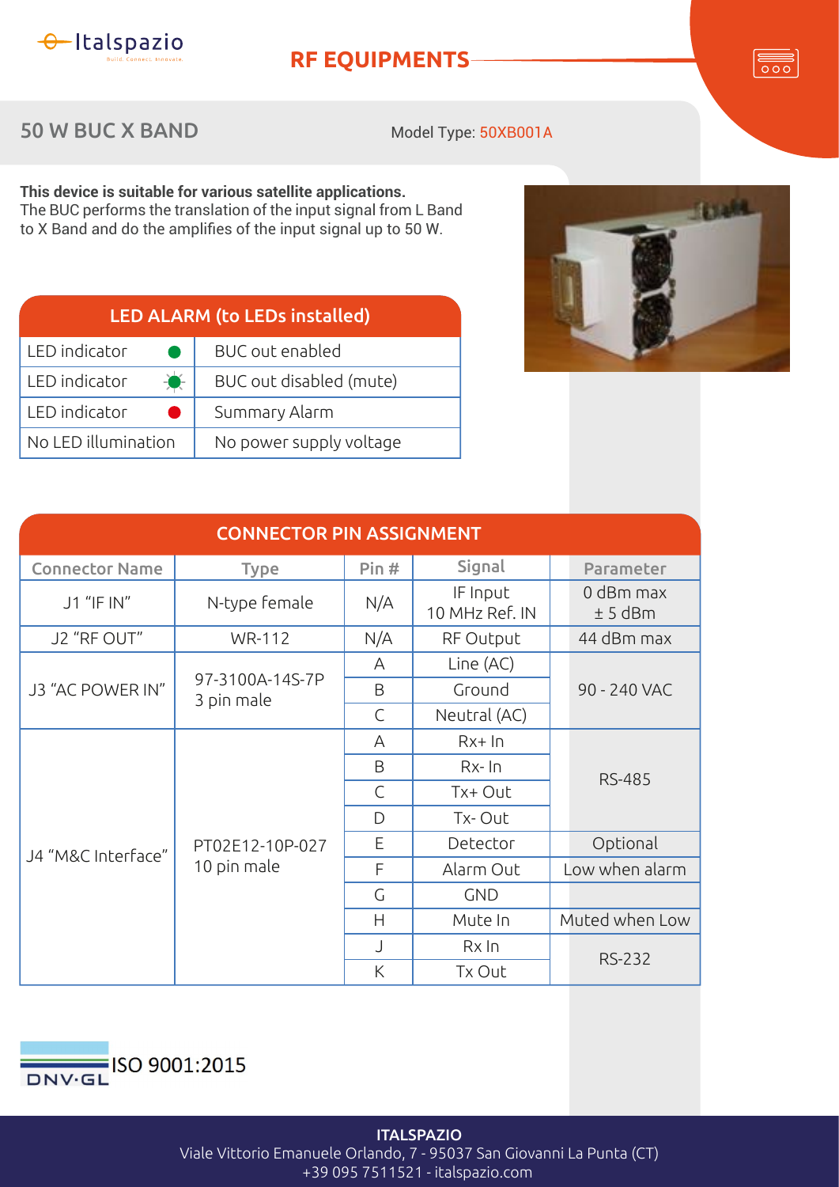Italspazio
Build. Connect. Innovate.

# RF EQUIPMENTS

## 50 W BUC X BAND

Model Type: 50XB001A

**This device is suitable for various satellite applications.**
The BUC performs the translation of the input signal from L Band to X Band and do the amplifies of the input signal up to 50 W.

| LED ALARM (to LEDs installed) | |
|---|---|
| LED indicator (green) | BUC out enabled |
| LED indicator (green, flashing) | BUC out disabled (mute) |
| LED indicator (red) | Summary Alarm |
| No LED illumination | No power supply voltage |

| CONNECTOR PIN ASSIGNMENT | | | | |
|---|---|---|---|---|
| **Connector Name** | **Type** | **Pin #** | **Signal** | **Parameter** |
| J1 "IF IN" | N-type female | N/A | IF Input<br>10 MHz Ref. IN | 0 dBm max<br>± 5 dBm |
| J2 "RF OUT" | WR-112 | N/A | RF Output | 44 dBm max |
| J3 "AC POWER IN" | 97-3100A-14S-7P<br>3 pin male | A | Line (AC) | 90 - 240 VAC |
| | | B | Ground | |
| | | C | Neutral (AC) | |
| J4 "M&C Interface" | PT02E12-10P-027<br>10 pin male | A | Rx+ In | RS-485 |
| | | B | Rx- In | |
| | | C | Tx+ Out | |
| | | D | Tx- Out | |
| | | E | Detector | Optional |
| | | F | Alarm Out | Low when alarm |
| | | G | GND | |
| | | H | Mute In | Muted when Low |
| | | J | Rx In | RS-232 |
| | | K | Tx Out | |

DNV·GL ISO 9001:2015

**ITALSPAZIO**
Viale Vittorio Emanuele Orlando, 7 - 95037 San Giovanni La Punta (CT)
+39 095 7511521 - italspazio.com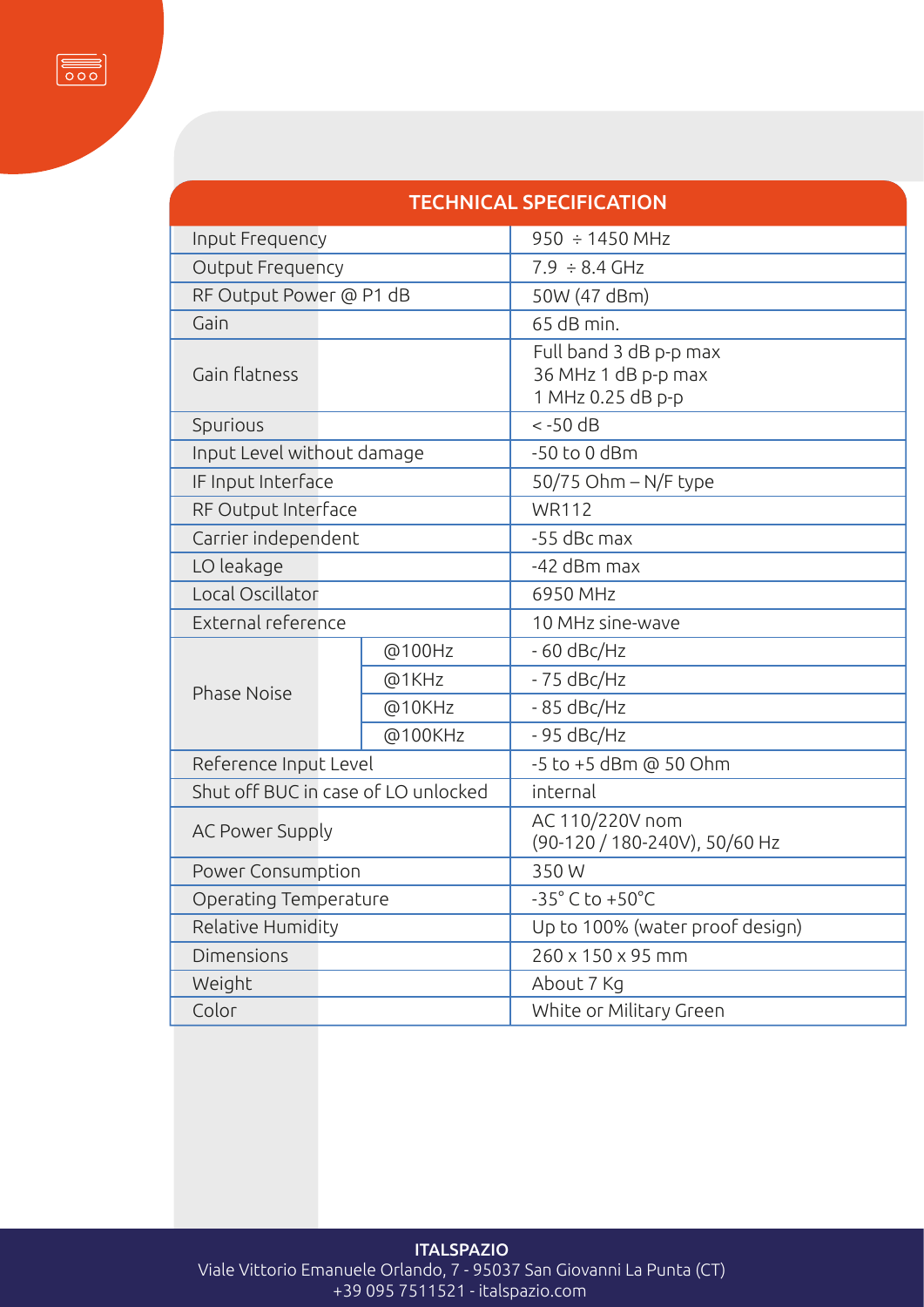## TECHNICAL SPECIFICATION

| | | |
|---|---|---|
| Input Frequency | | 950 ÷ 1450 MHz |
| Output Frequency | | 7.9 ÷ 8.4 GHz |
| RF Output Power @ P1 dB | | 50W (47 dBm) |
| Gain | | 65 dB min. |
| Gain flatness | | Full band 3 dB p-p max<br>36 MHz 1 dB p-p max<br>1 MHz 0.25 dB p-p |
| Spurious | | < -50 dB |
| Input Level without damage | | -50 to 0 dBm |
| IF Input Interface | | 50/75 Ohm – N/F type |
| RF Output Interface | | WR112 |
| Carrier independent | | -55 dBc max |
| LO leakage | | -42 dBm max |
| Local Oscillator | | 6950 MHz |
| External reference | | 10 MHz sine-wave |
| Phase Noise | @100Hz | - 60 dBc/Hz |
| | @1KHz | - 75 dBc/Hz |
| | @10KHz | - 85 dBc/Hz |
| | @100KHz | - 95 dBc/Hz |
| Reference Input Level | | -5 to +5 dBm @ 50 Ohm |
| Shut off BUC in case of LO unlocked | | internal |
| AC Power Supply | | AC 110/220V nom<br>(90-120 / 180-240V), 50/60 Hz |
| Power Consumption | | 350 W |
| Operating Temperature | | -35° C to +50°C |
| Relative Humidity | | Up to 100% (water proof design) |
| Dimensions | | 260 x 150 x 95 mm |
| Weight | | About 7 Kg |
| Color | | White or Military Green |

**ITALSPAZIO**
Viale Vittorio Emanuele Orlando, 7 - 95037 San Giovanni La Punta (CT)
+39 095 7511521 - italspazio.com